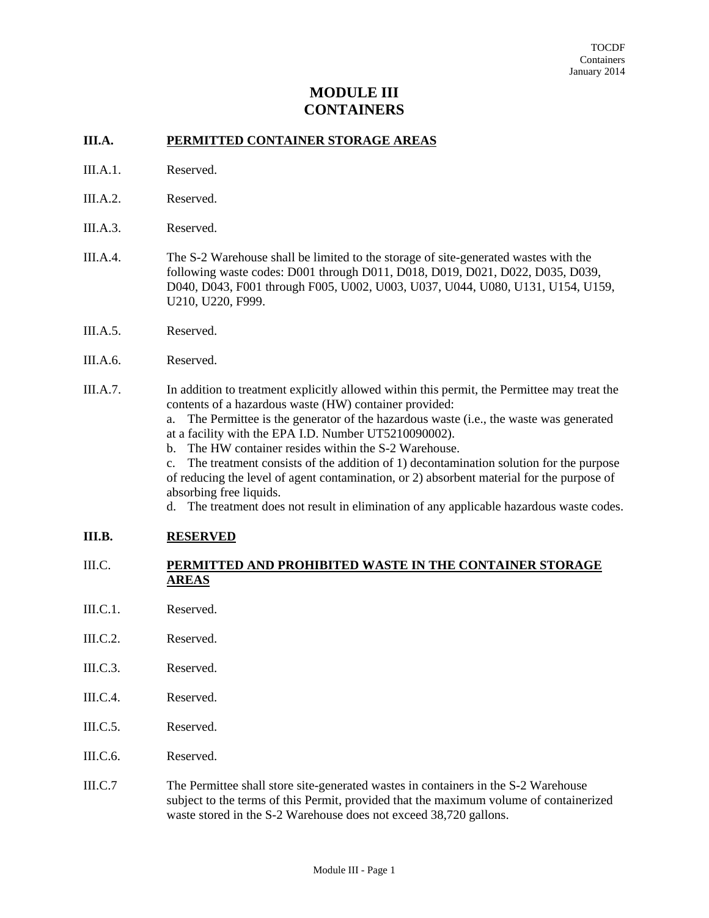# MODULE III
# CONTAINERS

## III.A. PERMITTED CONTAINER STORAGE AREAS

III.A.1. Reserved.

III.A.2. Reserved.

III.A.3. Reserved.

III.A.4. The S-2 Warehouse shall be limited to the storage of site-generated wastes with the following waste codes: D001 through D011, D018, D019, D021, D022, D035, D039, D040, D043, F001 through F005, U002, U003, U037, U044, U080, U131, U154, U159, U210, U220, F999.

III.A.5. Reserved.

III.A.6. Reserved.

III.A.7. In addition to treatment explicitly allowed within this permit, the Permittee may treat the contents of a hazardous waste (HW) container provided:

a. The Permittee is the generator of the hazardous waste (i.e., the waste was generated at a facility with the EPA I.D. Number UT5210090002).

b. The HW container resides within the S-2 Warehouse.

c. The treatment consists of the addition of 1) decontamination solution for the purpose of reducing the level of agent contamination, or 2) absorbent material for the purpose of absorbing free liquids.

d. The treatment does not result in elimination of any applicable hazardous waste codes.

## III.B. RESERVED

## III.C. PERMITTED AND PROHIBITED WASTE IN THE CONTAINER STORAGE AREAS

III.C.1. Reserved.

III.C.2. Reserved.

III.C.3. Reserved.

III.C.4. Reserved.

III.C.5. Reserved.

III.C.6. Reserved.

III.C.7 The Permittee shall store site-generated wastes in containers in the S-2 Warehouse subject to the terms of this Permit, provided that the maximum volume of containerized waste stored in the S-2 Warehouse does not exceed 38,720 gallons.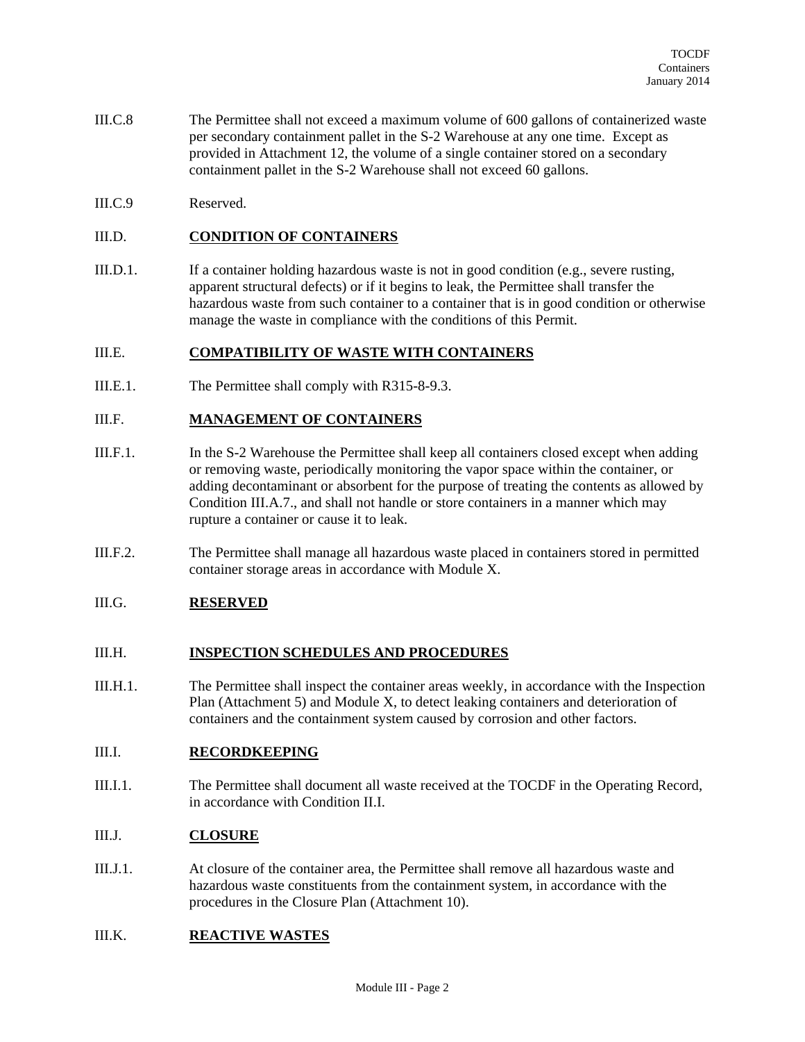III.C.8 The Permittee shall not exceed a maximum volume of 600 gallons of containerized waste per secondary containment pallet in the S-2 Warehouse at any one time. Except as provided in Attachment 12, the volume of a single container stored on a secondary containment pallet in the S-2 Warehouse shall not exceed 60 gallons.

III.C.9 Reserved.

## III.D. CONDITION OF CONTAINERS

III.D.1. If a container holding hazardous waste is not in good condition (e.g., severe rusting, apparent structural defects) or if it begins to leak, the Permittee shall transfer the hazardous waste from such container to a container that is in good condition or otherwise manage the waste in compliance with the conditions of this Permit.

## III.E. COMPATIBILITY OF WASTE WITH CONTAINERS

III.E.1. The Permittee shall comply with R315-8-9.3.

## III.F. MANAGEMENT OF CONTAINERS

III.F.1. In the S-2 Warehouse the Permittee shall keep all containers closed except when adding or removing waste, periodically monitoring the vapor space within the container, or adding decontaminant or absorbent for the purpose of treating the contents as allowed by Condition III.A.7., and shall not handle or store containers in a manner which may rupture a container or cause it to leak.

III.F.2. The Permittee shall manage all hazardous waste placed in containers stored in permitted container storage areas in accordance with Module X.

## III.G. RESERVED

## III.H. INSPECTION SCHEDULES AND PROCEDURES

III.H.1. The Permittee shall inspect the container areas weekly, in accordance with the Inspection Plan (Attachment 5) and Module X, to detect leaking containers and deterioration of containers and the containment system caused by corrosion and other factors.

## III.I. RECORDKEEPING

III.I.1. The Permittee shall document all waste received at the TOCDF in the Operating Record, in accordance with Condition II.I.

## III.J. CLOSURE

III.J.1. At closure of the container area, the Permittee shall remove all hazardous waste and hazardous waste constituents from the containment system, in accordance with the procedures in the Closure Plan (Attachment 10).

## III.K. REACTIVE WASTES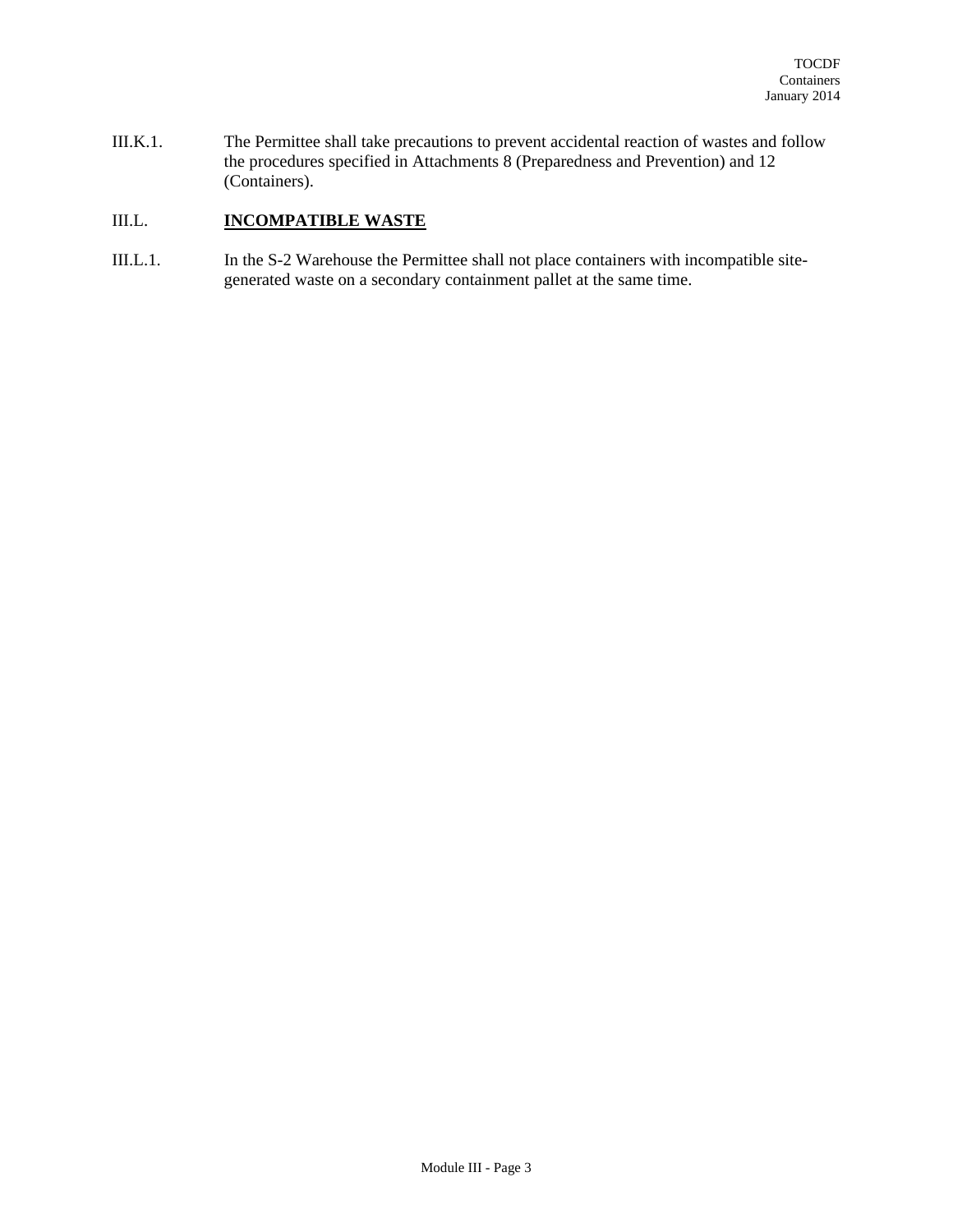III.K.1. The Permittee shall take precautions to prevent accidental reaction of wastes and follow the procedures specified in Attachments 8 (Preparedness and Prevention) and 12 (Containers).

## III.L. **INCOMPATIBLE WASTE**

III.L.1. In the S-2 Warehouse the Permittee shall not place containers with incompatible site-generated waste on a secondary containment pallet at the same time.